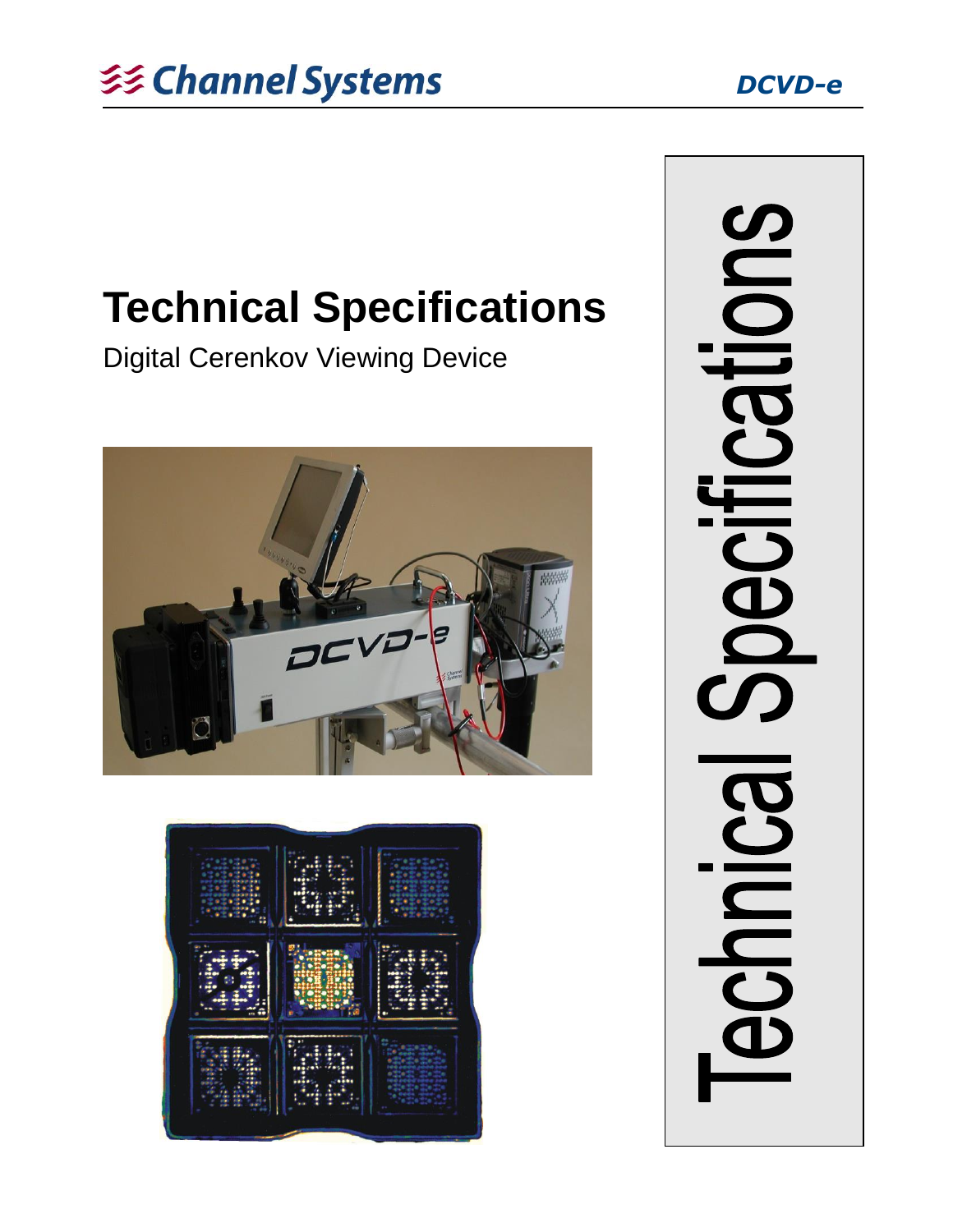# Technical Specifications

Digital Cerenkov Viewing Device

Technical Specifications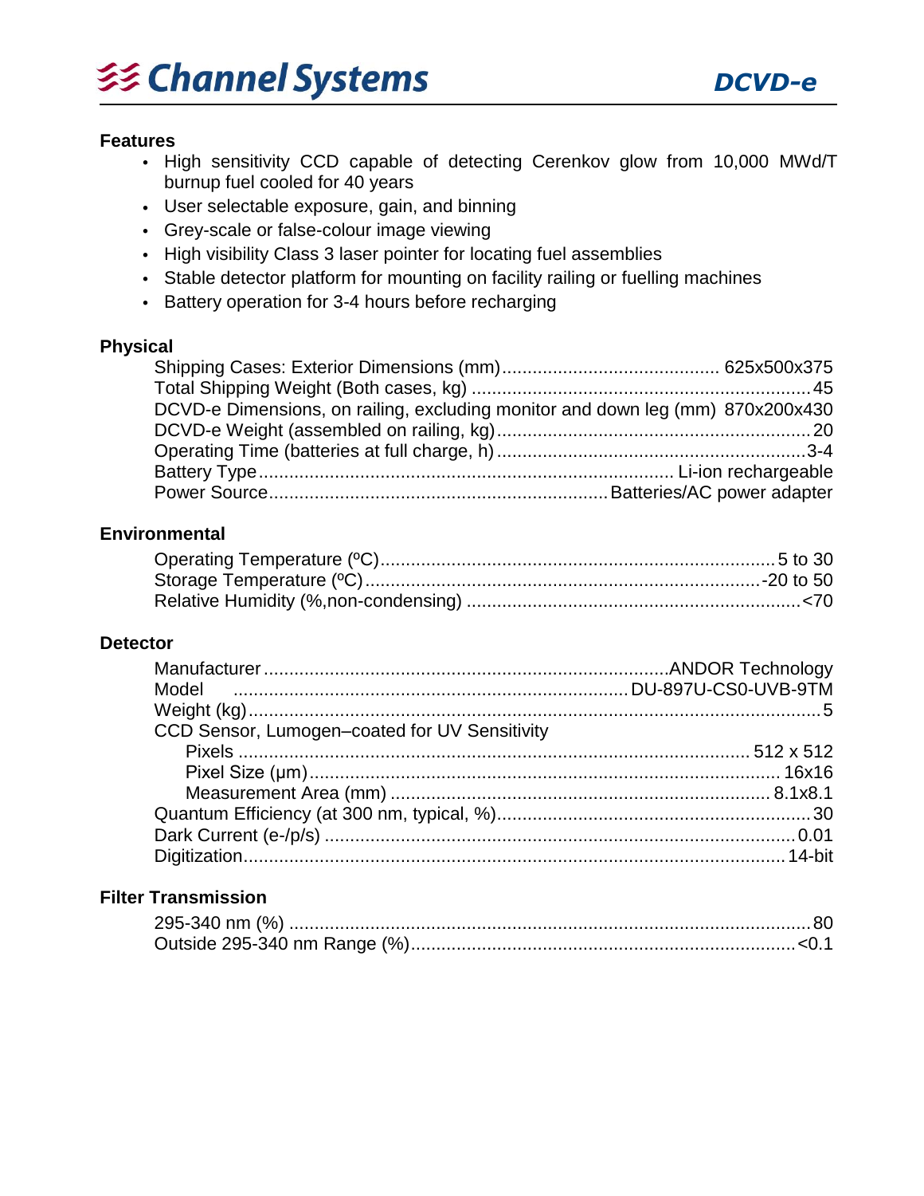## Features

- High sensitivity CCD capable of detecting Cerenkov glow from 10,000 MWd/T burnup fuel cooled for 40 years
- User selectable exposure, gain, and binning
- Grey-scale or false-colour image viewing
- High visibility Class 3 laser pointer for locating fuel assemblies
- Stable detector platform for mounting on facility railing or fuelling machines
- Battery operation for 3-4 hours before recharging

## Physical

| | |
|---|---|
| Shipping Cases: Exterior Dimensions (mm) | 625x500x375 |
| Total Shipping Weight (Both cases, kg) | 45 |
| DCVD-e Dimensions, on railing, excluding monitor and down leg (mm) | 870x200x430 |
| DCVD-e Weight (assembled on railing, kg) | 20 |
| Operating Time (batteries at full charge, h) | 3-4 |
| Battery Type | Li-ion rechargeable |
| Power Source | Batteries/AC power adapter |

## Environmental

| | |
|---|---|
| Operating Temperature (ºC) | 5 to 30 |
| Storage Temperature (ºC) | -20 to 50 |
| Relative Humidity (%,non-condensing) | <70 |

## Detector

| | |
|---|---|
| Manufacturer | ANDOR Technology |
| Model | DU-897U-CS0-UVB-9TM |
| Weight (kg) | 5 |
| CCD Sensor, Lumogen–coated for UV Sensitivity | |
| Pixels | 512 x 512 |
| Pixel Size (μm) | 16x16 |
| Measurement Area (mm) | 8.1x8.1 |
| Quantum Efficiency (at 300 nm, typical, %) | 30 |
| Dark Current (e-/p/s) | 0.01 |
| Digitization | 14-bit |

## Filter Transmission

| | |
|---|---|
| 295-340 nm (%) | 80 |
| Outside 295-340 nm Range (%) | <0.1 |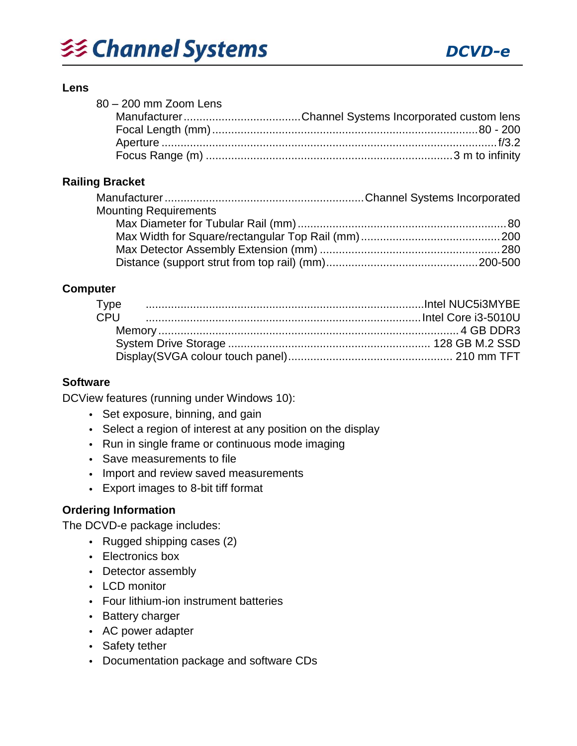## Lens

80 – 200 mm Zoom Lens

- Manufacturer .................................... Channel Systems Incorporated custom lens
- Focal Length (mm) .................................... 80 - 200
- Aperture .................................... f/3.2
- Focus Range (m) .................................... 3 m to infinity

## Railing Bracket

Manufacturer .................................... Channel Systems Incorporated

Mounting Requirements

- Max Diameter for Tubular Rail (mm) .................................... 80
- Max Width for Square/rectangular Top Rail (mm) .................................... 200
- Max Detector Assembly Extension (mm) .................................... 280
- Distance (support strut from top rail) (mm) .................................... 200-500

## Computer

Type .................................... Intel NUC5i3MYBE

CPU .................................... Intel Core i3-5010U

- Memory .................................... 4 GB DDR3
- System Drive Storage .................................... 128 GB M.2 SSD
- Display(SVGA colour touch panel) .................................... 210 mm TFT

## Software

DCView features (running under Windows 10):

- Set exposure, binning, and gain
- Select a region of interest at any position on the display
- Run in single frame or continuous mode imaging
- Save measurements to file
- Import and review saved measurements
- Export images to 8-bit tiff format

## Ordering Information

The DCVD-e package includes:

- Rugged shipping cases (2)
- Electronics box
- Detector assembly
- LCD monitor
- Four lithium-ion instrument batteries
- Battery charger
- AC power adapter
- Safety tether
- Documentation package and software CDs